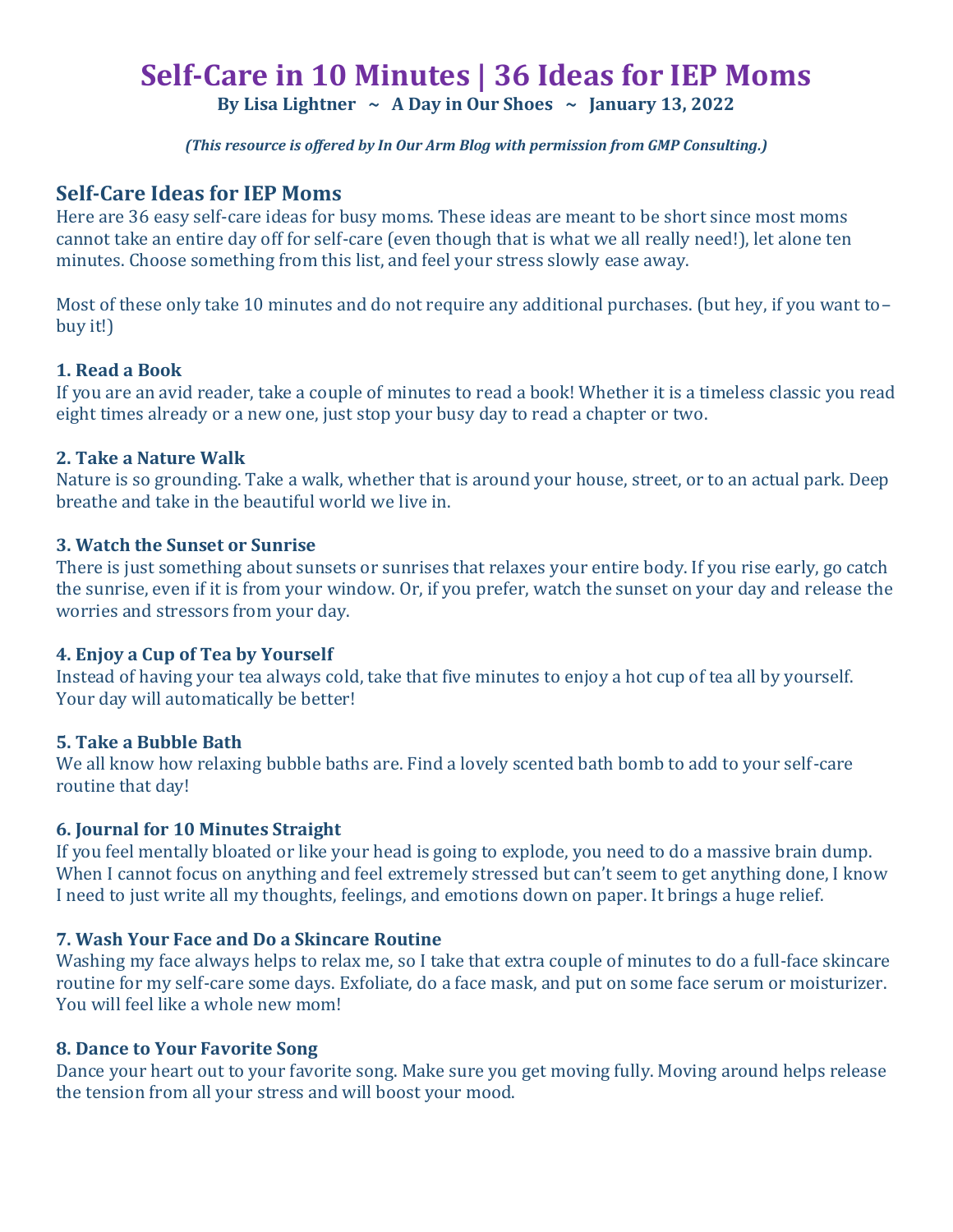# Self-Care in 10 Minutes | 36 Ideas for IEP Moms

**By Lisa Lightner ~ A Day in Our Shoes ~ January 13, 2022**

***(This resource is offered by In Our Arm Blog with permission from GMP Consulting.)***

## Self-Care Ideas for IEP Moms

Here are 36 easy self-care ideas for busy moms. These ideas are meant to be short since most moms cannot take an entire day off for self-care (even though that is what we all really need!), let alone ten minutes. Choose something from this list, and feel your stress slowly ease away.

Most of these only take 10 minutes and do not require any additional purchases. (but hey, if you want to– buy it!)

### 1. Read a Book

If you are an avid reader, take a couple of minutes to read a book! Whether it is a timeless classic you read eight times already or a new one, just stop your busy day to read a chapter or two.

### 2. Take a Nature Walk

Nature is so grounding. Take a walk, whether that is around your house, street, or to an actual park. Deep breathe and take in the beautiful world we live in.

### 3. Watch the Sunset or Sunrise

There is just something about sunsets or sunrises that relaxes your entire body. If you rise early, go catch the sunrise, even if it is from your window. Or, if you prefer, watch the sunset on your day and release the worries and stressors from your day.

### 4. Enjoy a Cup of Tea by Yourself

Instead of having your tea always cold, take that five minutes to enjoy a hot cup of tea all by yourself. Your day will automatically be better!

### 5. Take a Bubble Bath

We all know how relaxing bubble baths are. Find a lovely scented bath bomb to add to your self-care routine that day!

### 6. Journal for 10 Minutes Straight

If you feel mentally bloated or like your head is going to explode, you need to do a massive brain dump. When I cannot focus on anything and feel extremely stressed but can't seem to get anything done, I know I need to just write all my thoughts, feelings, and emotions down on paper. It brings a huge relief.

### 7. Wash Your Face and Do a Skincare Routine

Washing my face always helps to relax me, so I take that extra couple of minutes to do a full-face skincare routine for my self-care some days. Exfoliate, do a face mask, and put on some face serum or moisturizer. You will feel like a whole new mom!

### 8. Dance to Your Favorite Song

Dance your heart out to your favorite song. Make sure you get moving fully. Moving around helps release the tension from all your stress and will boost your mood.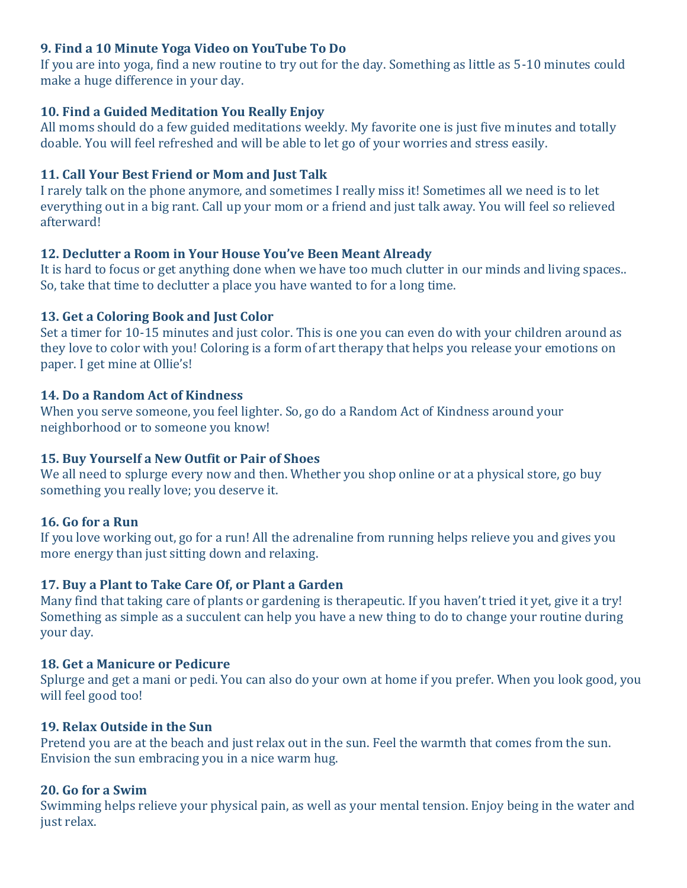### 9. Find a 10 Minute Yoga Video on YouTube To Do

If you are into yoga, find a new routine to try out for the day. Something as little as 5-10 minutes could make a huge difference in your day.

### 10. Find a Guided Meditation You Really Enjoy

All moms should do a few guided meditations weekly. My favorite one is just five minutes and totally doable. You will feel refreshed and will be able to let go of your worries and stress easily.

### 11. Call Your Best Friend or Mom and Just Talk

I rarely talk on the phone anymore, and sometimes I really miss it! Sometimes all we need is to let everything out in a big rant. Call up your mom or a friend and just talk away. You will feel so relieved afterward!

### 12. Declutter a Room in Your House You've Been Meant Already

It is hard to focus or get anything done when we have too much clutter in our minds and living spaces.. So, take that time to declutter a place you have wanted to for a long time.

### 13. Get a Coloring Book and Just Color

Set a timer for 10-15 minutes and just color. This is one you can even do with your children around as they love to color with you! Coloring is a form of art therapy that helps you release your emotions on paper. I get mine at Ollie's!

### 14. Do a Random Act of Kindness

When you serve someone, you feel lighter. So, go do a Random Act of Kindness around your neighborhood or to someone you know!

### 15. Buy Yourself a New Outfit or Pair of Shoes

We all need to splurge every now and then. Whether you shop online or at a physical store, go buy something you really love; you deserve it.

### 16. Go for a Run

If you love working out, go for a run! All the adrenaline from running helps relieve you and gives you more energy than just sitting down and relaxing.

### 17. Buy a Plant to Take Care Of, or Plant a Garden

Many find that taking care of plants or gardening is therapeutic. If you haven't tried it yet, give it a try! Something as simple as a succulent can help you have a new thing to do to change your routine during your day.

### 18. Get a Manicure or Pedicure

Splurge and get a mani or pedi. You can also do your own at home if you prefer. When you look good, you will feel good too!

### 19. Relax Outside in the Sun

Pretend you are at the beach and just relax out in the sun. Feel the warmth that comes from the sun. Envision the sun embracing you in a nice warm hug.

### 20. Go for a Swim

Swimming helps relieve your physical pain, as well as your mental tension. Enjoy being in the water and just relax.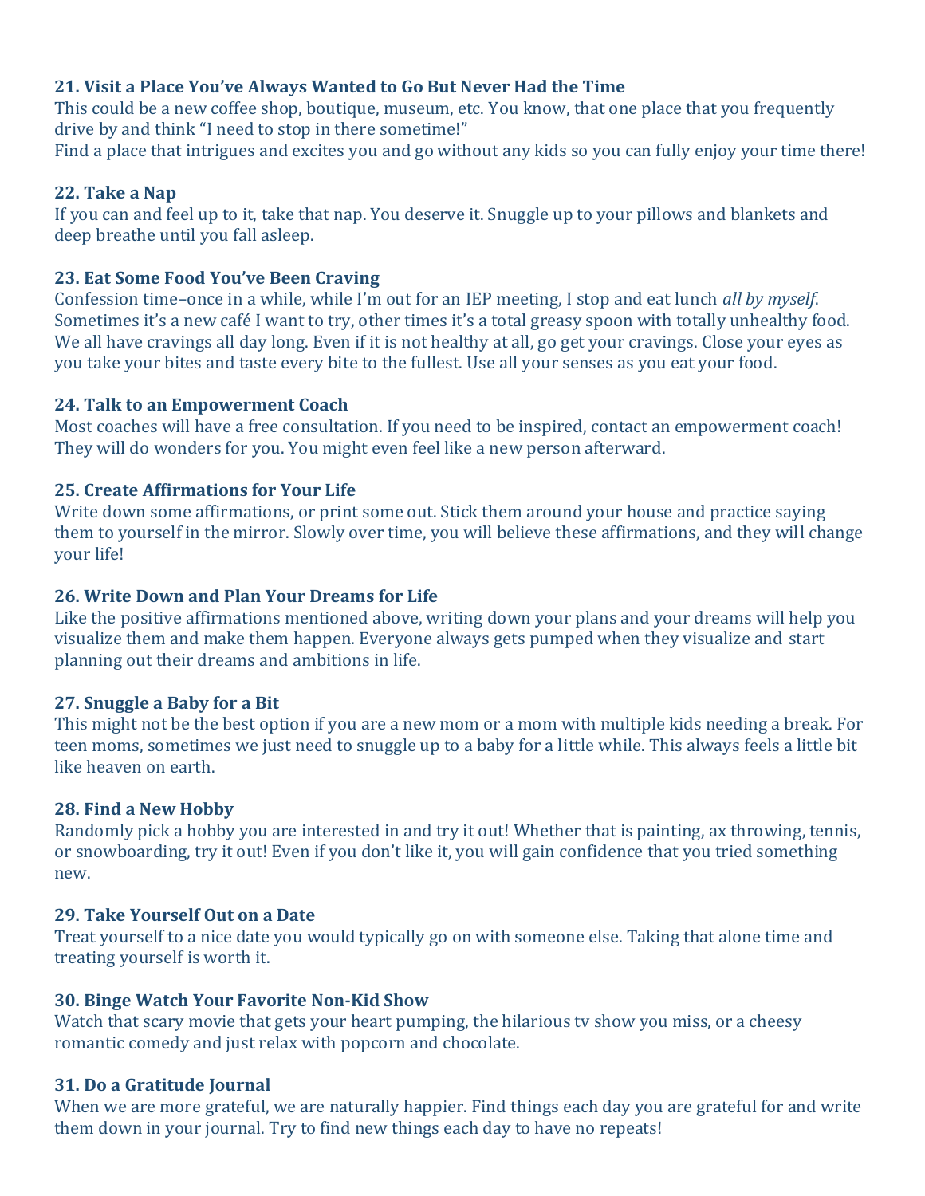### 21. Visit a Place You've Always Wanted to Go But Never Had the Time

This could be a new coffee shop, boutique, museum, etc. You know, that one place that you frequently drive by and think "I need to stop in there sometime!"
Find a place that intrigues and excites you and go without any kids so you can fully enjoy your time there!

### 22. Take a Nap

If you can and feel up to it, take that nap. You deserve it. Snuggle up to your pillows and blankets and deep breathe until you fall asleep.

### 23. Eat Some Food You've Been Craving

Confession time–once in a while, while I'm out for an IEP meeting, I stop and eat lunch *all by myself*. Sometimes it's a new café I want to try, other times it's a total greasy spoon with totally unhealthy food. We all have cravings all day long. Even if it is not healthy at all, go get your cravings. Close your eyes as you take your bites and taste every bite to the fullest. Use all your senses as you eat your food.

### 24. Talk to an Empowerment Coach

Most coaches will have a free consultation. If you need to be inspired, contact an empowerment coach! They will do wonders for you. You might even feel like a new person afterward.

### 25. Create Affirmations for Your Life

Write down some affirmations, or print some out. Stick them around your house and practice saying them to yourself in the mirror. Slowly over time, you will believe these affirmations, and they will change your life!

### 26. Write Down and Plan Your Dreams for Life

Like the positive affirmations mentioned above, writing down your plans and your dreams will help you visualize them and make them happen. Everyone always gets pumped when they visualize and start planning out their dreams and ambitions in life.

### 27. Snuggle a Baby for a Bit

This might not be the best option if you are a new mom or a mom with multiple kids needing a break. For teen moms, sometimes we just need to snuggle up to a baby for a little while. This always feels a little bit like heaven on earth.

### 28. Find a New Hobby

Randomly pick a hobby you are interested in and try it out! Whether that is painting, ax throwing, tennis, or snowboarding, try it out! Even if you don't like it, you will gain confidence that you tried something new.

### 29. Take Yourself Out on a Date

Treat yourself to a nice date you would typically go on with someone else. Taking that alone time and treating yourself is worth it.

### 30. Binge Watch Your Favorite Non-Kid Show

Watch that scary movie that gets your heart pumping, the hilarious tv show you miss, or a cheesy romantic comedy and just relax with popcorn and chocolate.

### 31. Do a Gratitude Journal

When we are more grateful, we are naturally happier. Find things each day you are grateful for and write them down in your journal. Try to find new things each day to have no repeats!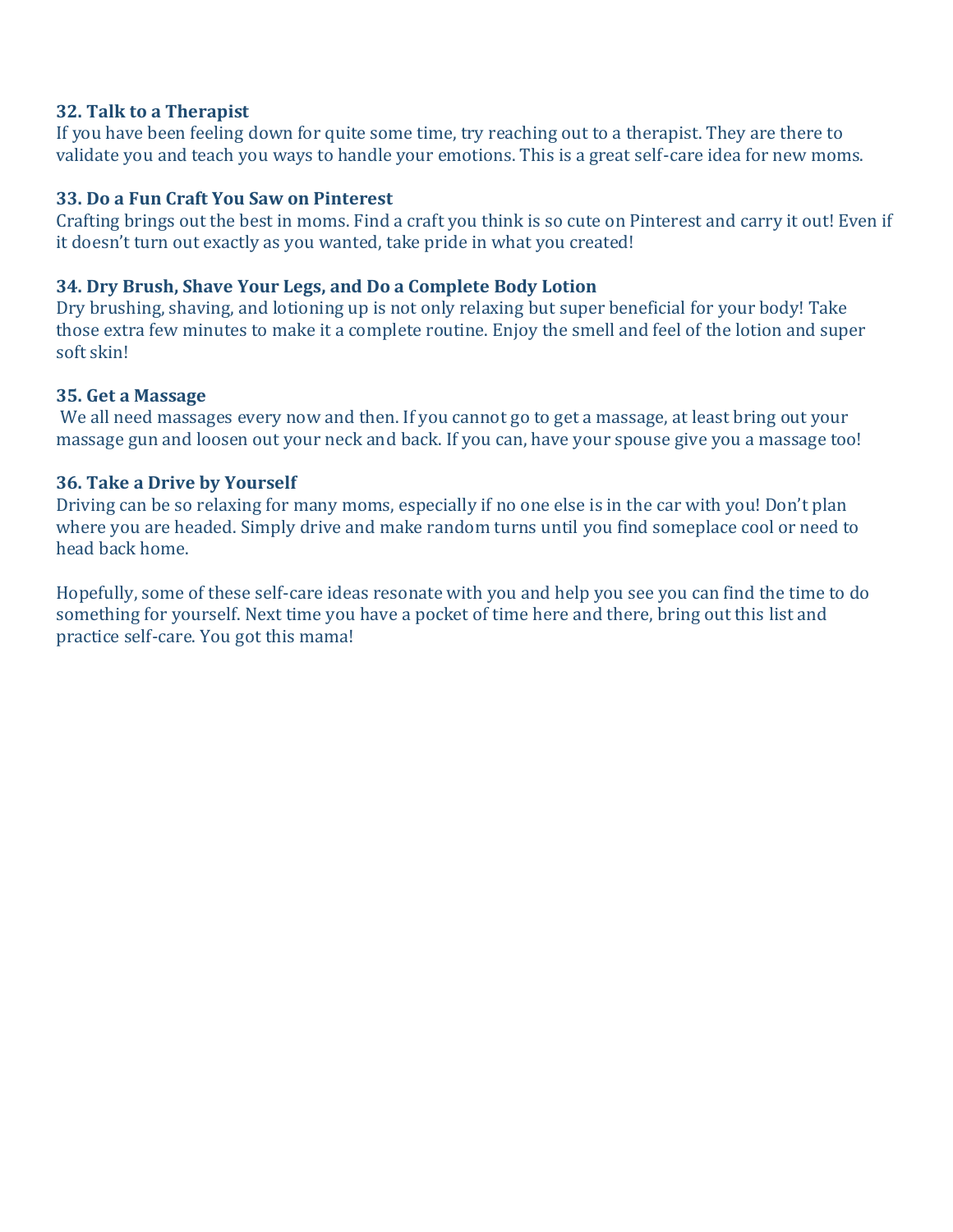### 32. Talk to a Therapist

If you have been feeling down for quite some time, try reaching out to a therapist. They are there to validate you and teach you ways to handle your emotions. This is a great self-care idea for new moms.

### 33. Do a Fun Craft You Saw on Pinterest

Crafting brings out the best in moms. Find a craft you think is so cute on Pinterest and carry it out! Even if it doesn't turn out exactly as you wanted, take pride in what you created!

### 34. Dry Brush, Shave Your Legs, and Do a Complete Body Lotion

Dry brushing, shaving, and lotioning up is not only relaxing but super beneficial for your body! Take those extra few minutes to make it a complete routine. Enjoy the smell and feel of the lotion and super soft skin!

### 35. Get a Massage

We all need massages every now and then. If you cannot go to get a massage, at least bring out your massage gun and loosen out your neck and back. If you can, have your spouse give you a massage too!

### 36. Take a Drive by Yourself

Driving can be so relaxing for many moms, especially if no one else is in the car with you! Don't plan where you are headed. Simply drive and make random turns until you find someplace cool or need to head back home.

Hopefully, some of these self-care ideas resonate with you and help you see you can find the time to do something for yourself. Next time you have a pocket of time here and there, bring out this list and practice self-care. You got this mama!